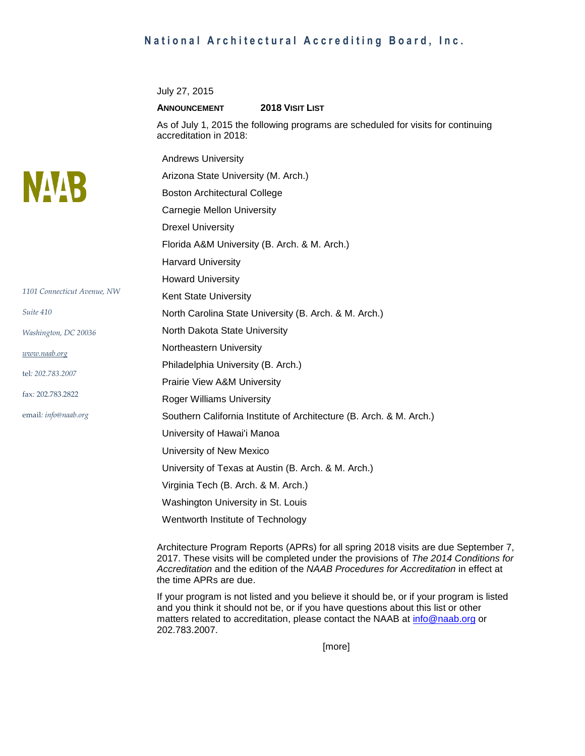**National Architectural Accrediting Board, Inc.**

NAAB

1101 Connecticut Avenue, NW

Suite 410

Washington, DC 20036

www.naab.org

tel: 202.783.2007

fax: 202.783.2822

email: info@naab.org

July 27, 2015

**ANNOUNCEMENT** **2018 VISIT LIST**

As of July 1, 2015 the following programs are scheduled for visits for continuing accreditation in 2018:

- Andrews University
- Arizona State University (M. Arch.)
- Boston Architectural College
- Carnegie Mellon University
- Drexel University
- Florida A&M University (B. Arch. & M. Arch.)
- Harvard University
- Howard University
- Kent State University
- North Carolina State University (B. Arch. & M. Arch.)
- North Dakota State University
- Northeastern University
- Philadelphia University (B. Arch.)
- Prairie View A&M University
- Roger Williams University
- Southern California Institute of Architecture (B. Arch. & M. Arch.)
- University of Hawai'i Manoa
- University of New Mexico
- University of Texas at Austin (B. Arch. & M. Arch.)
- Virginia Tech (B. Arch. & M. Arch.)
- Washington University in St. Louis
- Wentworth Institute of Technology

Architecture Program Reports (APRs) for all spring 2018 visits are due September 7, 2017. These visits will be completed under the provisions of *The 2014 Conditions for Accreditation* and the edition of the *NAAB Procedures for Accreditation* in effect at the time APRs are due.

If your program is not listed and you believe it should be, or if your program is listed and you think it should not be, or if you have questions about this list or other matters related to accreditation, please contact the NAAB at info@naab.org or 202.783.2007.

[more]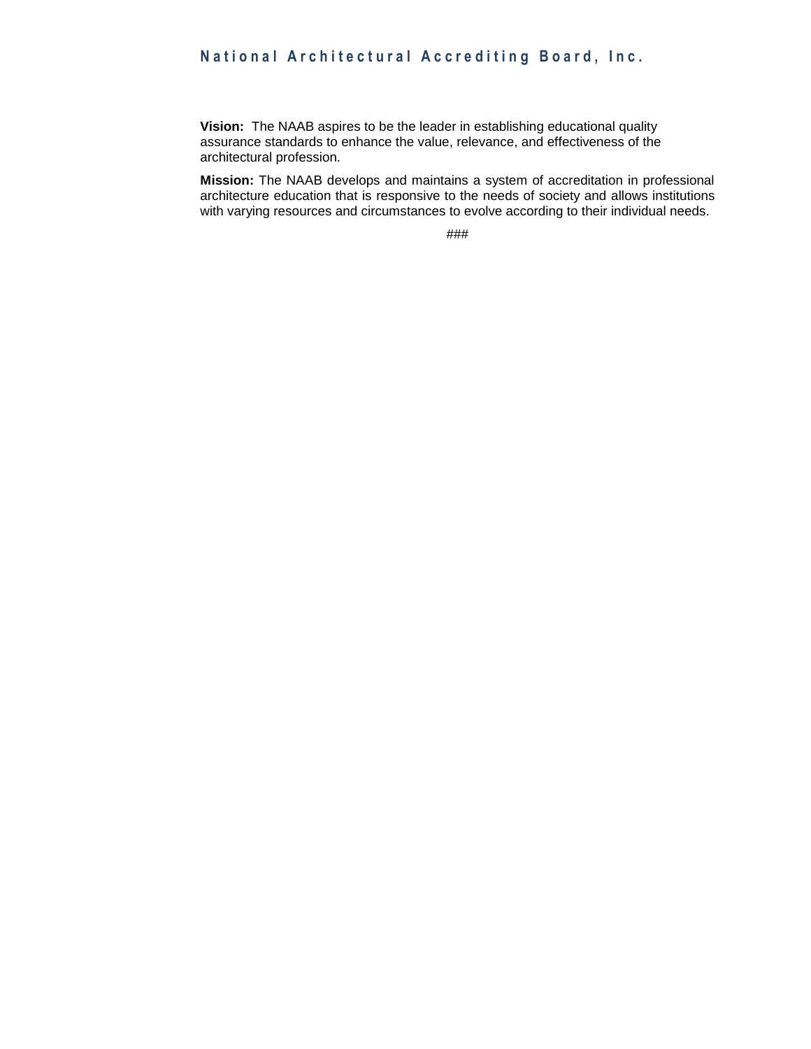**National Architectural Accrediting Board, Inc.**

**Vision:** The NAAB aspires to be the leader in establishing educational quality assurance standards to enhance the value, relevance, and effectiveness of the architectural profession.

**Mission:** The NAAB develops and maintains a system of accreditation in professional architecture education that is responsive to the needs of society and allows institutions with varying resources and circumstances to evolve according to their individual needs.

###